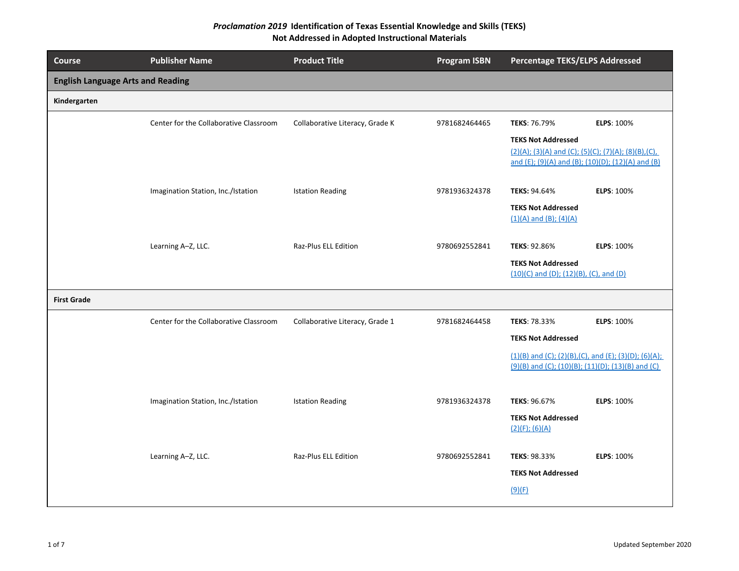# *Proclamation 2019* Identification of Texas Essential Knowledge and Skills (TEKS) Not Addressed in Adopted Instructional Materials

| Course | Publisher Name | Product Title | Program ISBN | Percentage TEKS/ELPS Addressed |
|---|---|---|---|---|
| **English Language Arts and Reading** | | | | |
| **Kindergarten** | | | | |
| | Center for the Collaborative Classroom | Collaborative Literacy, Grade K | 9781682464465 | **TEKS**: 76.79% **ELPS**: 100%<br>**TEKS Not Addressed**<br>(2)(A); (3)(A) and (C); (5)(C); (7)(A); (8)(B),(C), and (E); (9)(A) and (B); (10)(D); (12)(A) and (B) |
| | Imagination Station, Inc./Istation | Istation Reading | 9781936324378 | **TEKS:** 94.64% **ELPS**: 100%<br>**TEKS Not Addressed**<br>(1)(A) and (B); (4)(A) |
| | Learning A–Z, LLC. | Raz-Plus ELL Edition | 9780692552841 | **TEKS**: 92.86% **ELPS**: 100%<br>**TEKS Not Addressed**<br>(10)(C) and (D); (12)(B), (C), and (D) |
| **First Grade** | | | | |
| | Center for the Collaborative Classroom | Collaborative Literacy, Grade 1 | 9781682464458 | **TEKS**: 78.33% **ELPS**: 100%<br>**TEKS Not Addressed**<br>(1)(B) and (C); (2)(B),(C), and (E); (3)(D); (6)(A); (9)(B) and (C); (10)(B); (11)(D); (13)(B) and (C) |
| | Imagination Station, Inc./Istation | Istation Reading | 9781936324378 | **TEKS**: 96.67% **ELPS**: 100%<br>**TEKS Not Addressed**<br>(2)(F); (6)(A) |
| | Learning A–Z, LLC. | Raz-Plus ELL Edition | 9780692552841 | **TEKS**: 98.33% **ELPS**: 100%<br>**TEKS Not Addressed**<br>(9)(F) |

Updated September 2020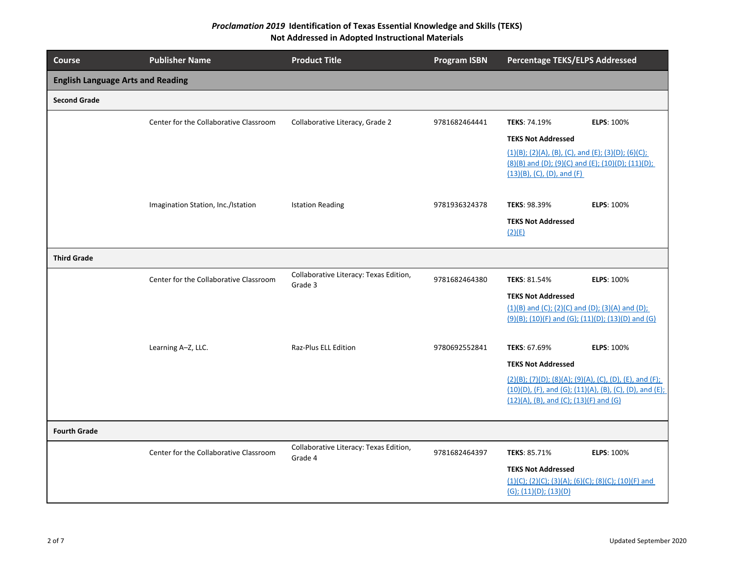**_Proclamation 2019_ Identification of Texas Essential Knowledge and Skills (TEKS) Not Addressed in Adopted Instructional Materials**

| Course | Publisher Name | Product Title | Program ISBN | Percentage TEKS/ELPS Addressed |
|---|---|---|---|---|
| **English Language Arts and Reading** | | | | |
| **Second Grade** | | | | |
| | Center for the Collaborative Classroom | Collaborative Literacy, Grade 2 | 9781682464441 | **TEKS**: 74.19% **ELPS**: 100% **TEKS Not Addressed** (1)(B); (2)(A), (B), (C), and (E); (3)(D); (6)(C); (8)(B) and (D); (9)(C) and (E); (10)(D); (11)(D); (13)(B), (C), (D), and (F) |
| | Imagination Station, Inc./Istation | Istation Reading | 9781936324378 | **TEKS**: 98.39% **ELPS**: 100% **TEKS Not Addressed** (2)(E) |
| **Third Grade** | | | | |
| | Center for the Collaborative Classroom | Collaborative Literacy: Texas Edition, Grade 3 | 9781682464380 | **TEKS**: 81.54% **ELPS**: 100% **TEKS Not Addressed** (1)(B) and (C); (2)(C) and (D); (3)(A) and (D); (9)(B); (10)(F) and (G); (11)(D); (13)(D) and (G) |
| | Learning A–Z, LLC. | Raz-Plus ELL Edition | 9780692552841 | **TEKS**: 67.69% **ELPS**: 100% **TEKS Not Addressed** (2)(B); (7)(D); (8)(A); (9)(A), (C), (D), (E), and (F); (10)(D), (F), and (G); (11)(A), (B), (C), (D), and (E); (12)(A), (B), and (C); (13)(F) and (G) |
| **Fourth Grade** | | | | |
| | Center for the Collaborative Classroom | Collaborative Literacy: Texas Edition, Grade 4 | 9781682464397 | **TEKS**: 85.71% **ELPS**: 100% **TEKS Not Addressed** (1)(C); (2)(C); (3)(A); (6)(C); (8)(C); (10)(F) and (G); (11)(D); (13)(D) |

Updated September 2020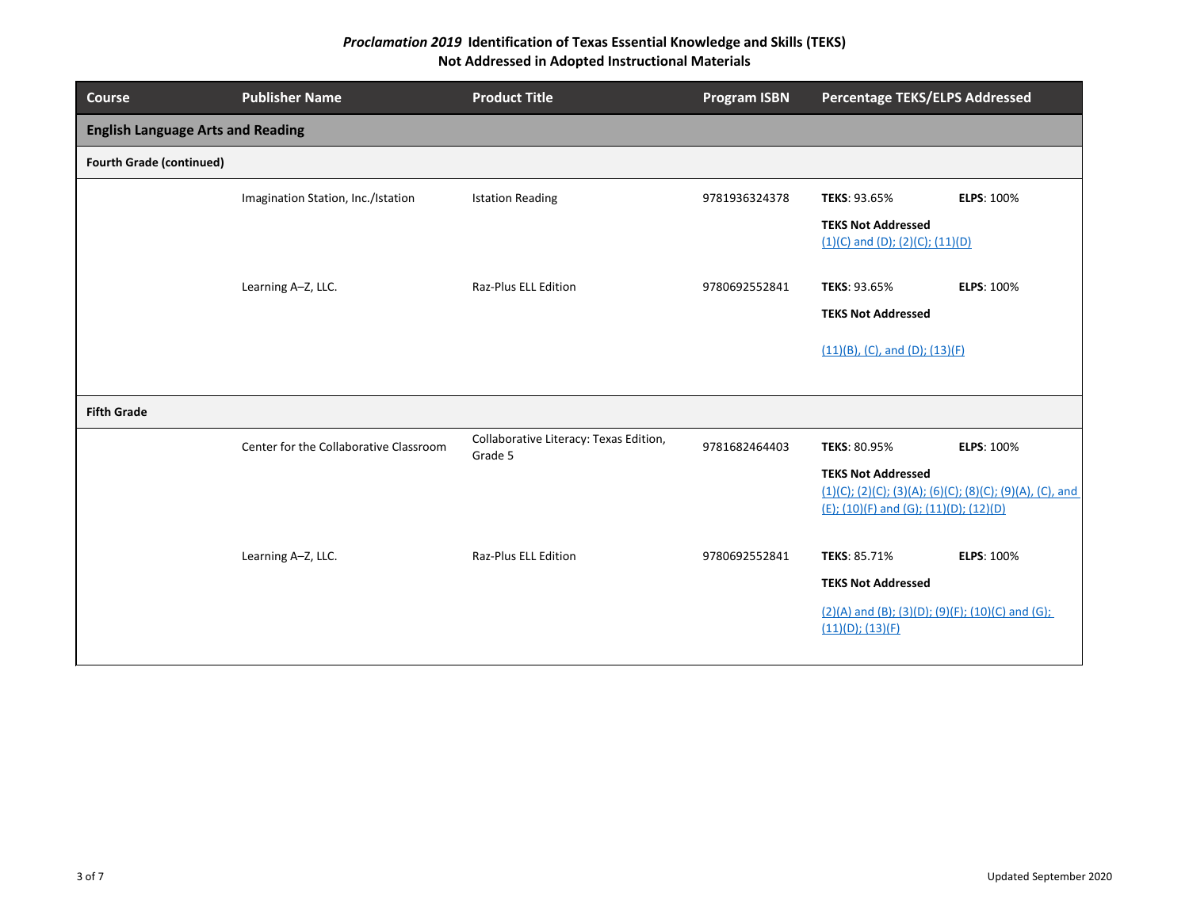**_Proclamation 2019_ Identification of Texas Essential Knowledge and Skills (TEKS) Not Addressed in Adopted Instructional Materials**

| Course | Publisher Name | Product Title | Program ISBN | Percentage TEKS/ELPS Addressed |
|---|---|---|---|---|
| **English Language Arts and Reading** | | | | |
| **Fourth Grade (continued)** | | | | |
| | Imagination Station, Inc./Istation | Istation Reading | 9781936324378 | **TEKS**: 93.65% **ELPS**: 100%<br>**TEKS Not Addressed**<br>(1)(C) and (D); (2)(C); (11)(D) |
| | Learning A–Z, LLC. | Raz-Plus ELL Edition | 9780692552841 | **TEKS**: 93.65% **ELPS**: 100%<br>**TEKS Not Addressed**<br>(11)(B), (C), and (D); (13)(F) |
| **Fifth Grade** | | | | |
| | Center for the Collaborative Classroom | Collaborative Literacy: Texas Edition, Grade 5 | 9781682464403 | **TEKS**: 80.95% **ELPS**: 100%<br>**TEKS Not Addressed**<br>(1)(C); (2)(C); (3)(A); (6)(C); (8)(C); (9)(A), (C), and (E); (10)(F) and (G); (11)(D); (12)(D) |
| | Learning A–Z, LLC. | Raz-Plus ELL Edition | 9780692552841 | **TEKS**: 85.71% **ELPS**: 100%<br>**TEKS Not Addressed**<br>(2)(A) and (B); (3)(D); (9)(F); (10)(C) and (G); (11)(D); (13)(F) |

Updated September 2020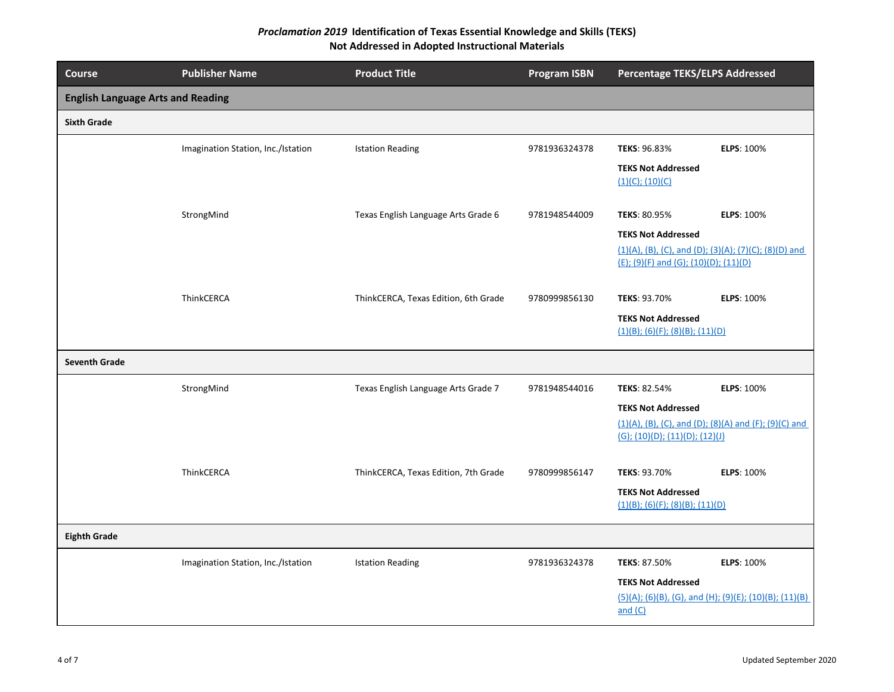**_Proclamation 2019_ Identification of Texas Essential Knowledge and Skills (TEKS) Not Addressed in Adopted Instructional Materials**

| Course | Publisher Name | Product Title | Program ISBN | Percentage TEKS/ELPS Addressed |
|---|---|---|---|---|
| **English Language Arts and Reading** | | | | |
| **Sixth Grade** | | | | |
| | Imagination Station, Inc./Istation | Istation Reading | 9781936324378 | **TEKS**: 96.83% **ELPS**: 100%<br>**TEKS Not Addressed**<br>(1)(C); (10)(C) |
| | StrongMind | Texas English Language Arts Grade 6 | 9781948544009 | **TEKS**: 80.95% **ELPS**: 100%<br>**TEKS Not Addressed**<br>(1)(A), (B), (C), and (D); (3)(A); (7)(C); (8)(D) and (E); (9)(F) and (G); (10)(D); (11)(D) |
| | ThinkCERCA | ThinkCERCA, Texas Edition, 6th Grade | 9780999856130 | **TEKS**: 93.70% **ELPS**: 100%<br>**TEKS Not Addressed**<br>(1)(B); (6)(F); (8)(B); (11)(D) |
| **Seventh Grade** | | | | |
| | StrongMind | Texas English Language Arts Grade 7 | 9781948544016 | **TEKS**: 82.54% **ELPS**: 100%<br>**TEKS Not Addressed**<br>(1)(A), (B), (C), and (D); (8)(A) and (F); (9)(C) and (G); (10)(D); (11)(D); (12)(J) |
| | ThinkCERCA | ThinkCERCA, Texas Edition, 7th Grade | 9780999856147 | **TEKS**: 93.70% **ELPS**: 100%<br>**TEKS Not Addressed**<br>(1)(B); (6)(F); (8)(B); (11)(D) |
| **Eighth Grade** | | | | |
| | Imagination Station, Inc./Istation | Istation Reading | 9781936324378 | **TEKS**: 87.50% **ELPS**: 100%<br>**TEKS Not Addressed**<br>(5)(A); (6)(B), (G), and (H); (9)(E); (10)(B); (11)(B) and (C) |

Updated September 2020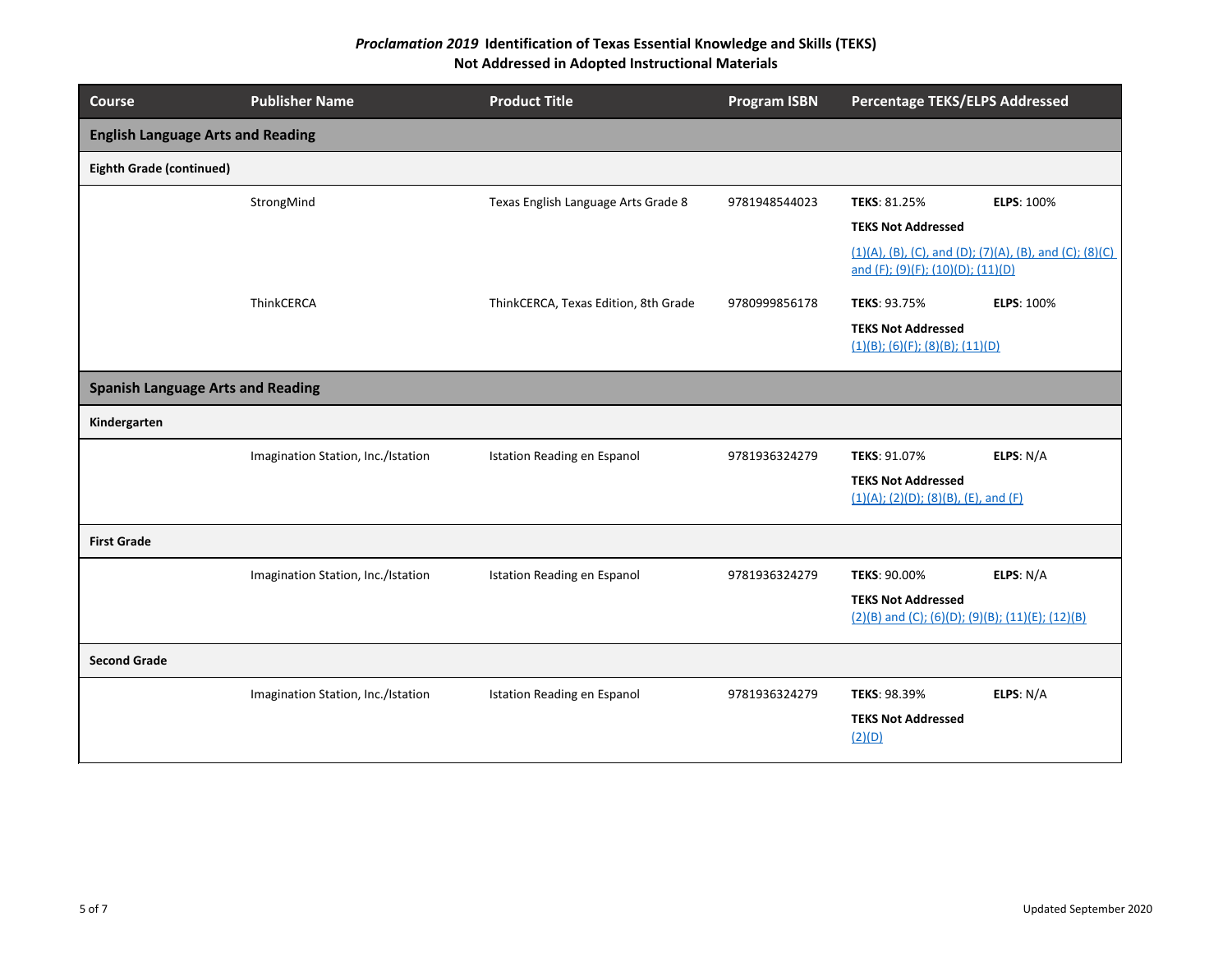**Proclamation 2019 Identification of Texas Essential Knowledge and Skills (TEKS) Not Addressed in Adopted Instructional Materials**

| Course | Publisher Name | Product Title | Program ISBN | Percentage TEKS/ELPS Addressed |
|---|---|---|---|---|
| **English Language Arts and Reading** | | | | |
| **Eighth Grade (continued)** | | | | |
| | StrongMind | Texas English Language Arts Grade 8 | 9781948544023 | **TEKS**: 81.25% **ELPS**: 100%<br>**TEKS Not Addressed**<br>(1)(A), (B), (C), and (D); (7)(A), (B), and (C); (8)(C) and (F); (9)(F); (10)(D); (11)(D) |
| | ThinkCERCA | ThinkCERCA, Texas Edition, 8th Grade | 9780999856178 | **TEKS**: 93.75% **ELPS**: 100%<br>**TEKS Not Addressed**<br>(1)(B); (6)(F); (8)(B); (11)(D) |
| **Spanish Language Arts and Reading** | | | | |
| **Kindergarten** | | | | |
| | Imagination Station, Inc./Istation | Istation Reading en Espanol | 9781936324279 | **TEKS**: 91.07% **ELPS**: N/A<br>**TEKS Not Addressed**<br>(1)(A); (2)(D); (8)(B), (E), and (F) |
| **First Grade** | | | | |
| | Imagination Station, Inc./Istation | Istation Reading en Espanol | 9781936324279 | **TEKS**: 90.00% **ELPS**: N/A<br>**TEKS Not Addressed**<br>(2)(B) and (C); (6)(D); (9)(B); (11)(E); (12)(B) |
| **Second Grade** | | | | |
| | Imagination Station, Inc./Istation | Istation Reading en Espanol | 9781936324279 | **TEKS**: 98.39% **ELPS**: N/A<br>**TEKS Not Addressed**<br>(2)(D) |

Updated September 2020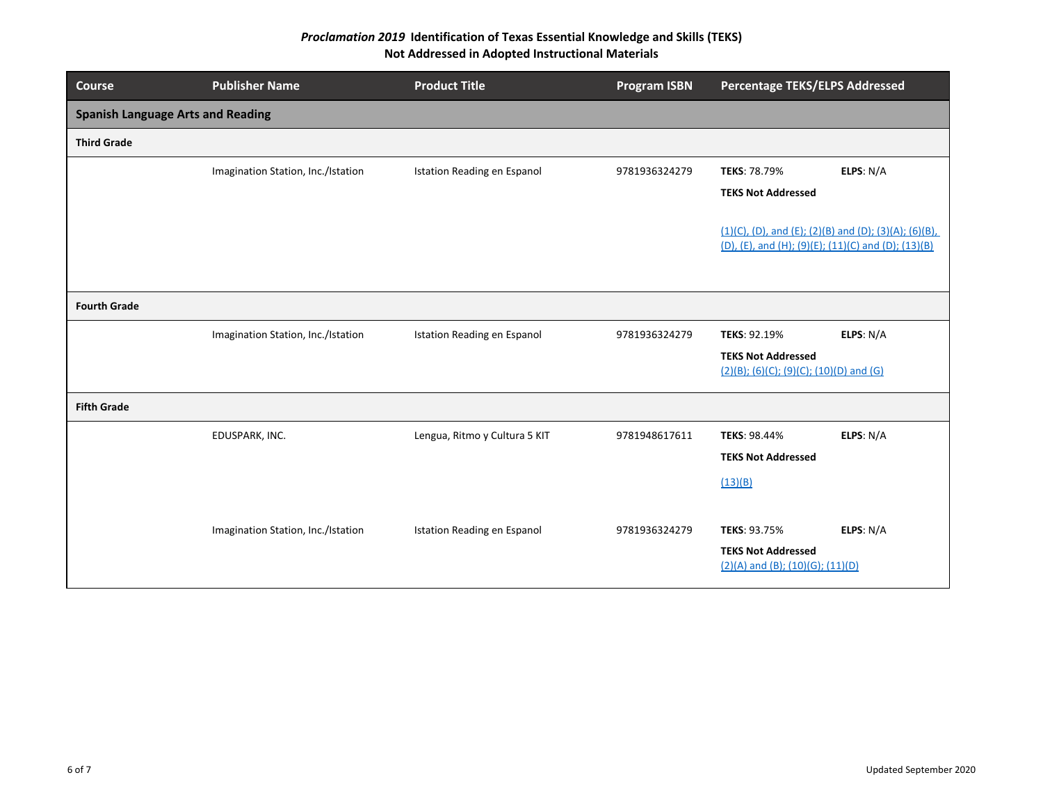**Proclamation 2019 Identification of Texas Essential Knowledge and Skills (TEKS) Not Addressed in Adopted Instructional Materials**

| Course | Publisher Name | Product Title | Program ISBN | Percentage TEKS/ELPS Addressed |
|---|---|---|---|---|
| **Spanish Language Arts and Reading** | | | | |
| **Third Grade** | | | | |
| | Imagination Station, Inc./Istation | Istation Reading en Espanol | 9781936324279 | **TEKS**: 78.79% **ELPS**: N/A<br>**TEKS Not Addressed**<br>(1)(C), (D), and (E); (2)(B) and (D); (3)(A); (6)(B), (D), (E), and (H); (9)(E); (11)(C) and (D); (13)(B) |
| **Fourth Grade** | | | | |
| | Imagination Station, Inc./Istation | Istation Reading en Espanol | 9781936324279 | **TEKS**: 92.19% **ELPS**: N/A<br>**TEKS Not Addressed**<br>(2)(B); (6)(C); (9)(C); (10)(D) and (G) |
| **Fifth Grade** | | | | |
| | EDUSPARK, INC. | Lengua, Ritmo y Cultura 5 KIT | 9781948617611 | **TEKS**: 98.44% **ELPS**: N/A<br>**TEKS Not Addressed**<br>(13)(B) |
| | Imagination Station, Inc./Istation | Istation Reading en Espanol | 9781936324279 | **TEKS**: 93.75% **ELPS**: N/A<br>**TEKS Not Addressed**<br>(2)(A) and (B); (10)(G); (11)(D) |

Updated September 2020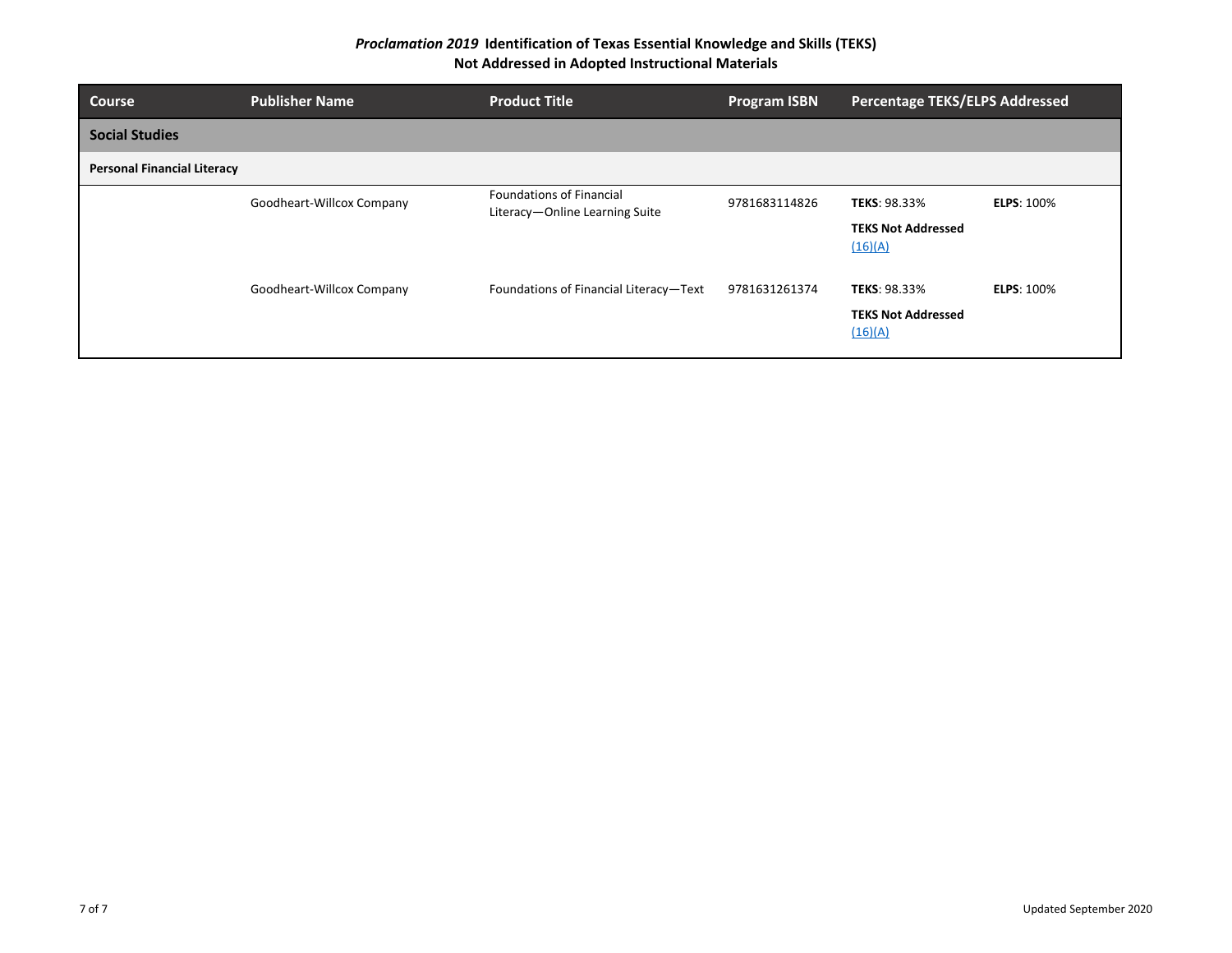### *Proclamation 2019* Identification of Texas Essential Knowledge and Skills (TEKS) Not Addressed in Adopted Instructional Materials

| Course | Publisher Name | Product Title | Program ISBN | Percentage TEKS/ELPS Addressed | |
|---|---|---|---|---|---|
| **Social Studies** | | | | | |
| **Personal Financial Literacy** | | | | | |
| | Goodheart-Willcox Company | Foundations of Financial Literacy—Online Learning Suite | 9781683114826 | **TEKS**: 98.33% **TEKS Not Addressed** (16)(A) | **ELPS**: 100% |
| | Goodheart-Willcox Company | Foundations of Financial Literacy—Text | 9781631261374 | **TEKS**: 98.33% **TEKS Not Addressed** (16)(A) | **ELPS**: 100% |

Updated September 2020